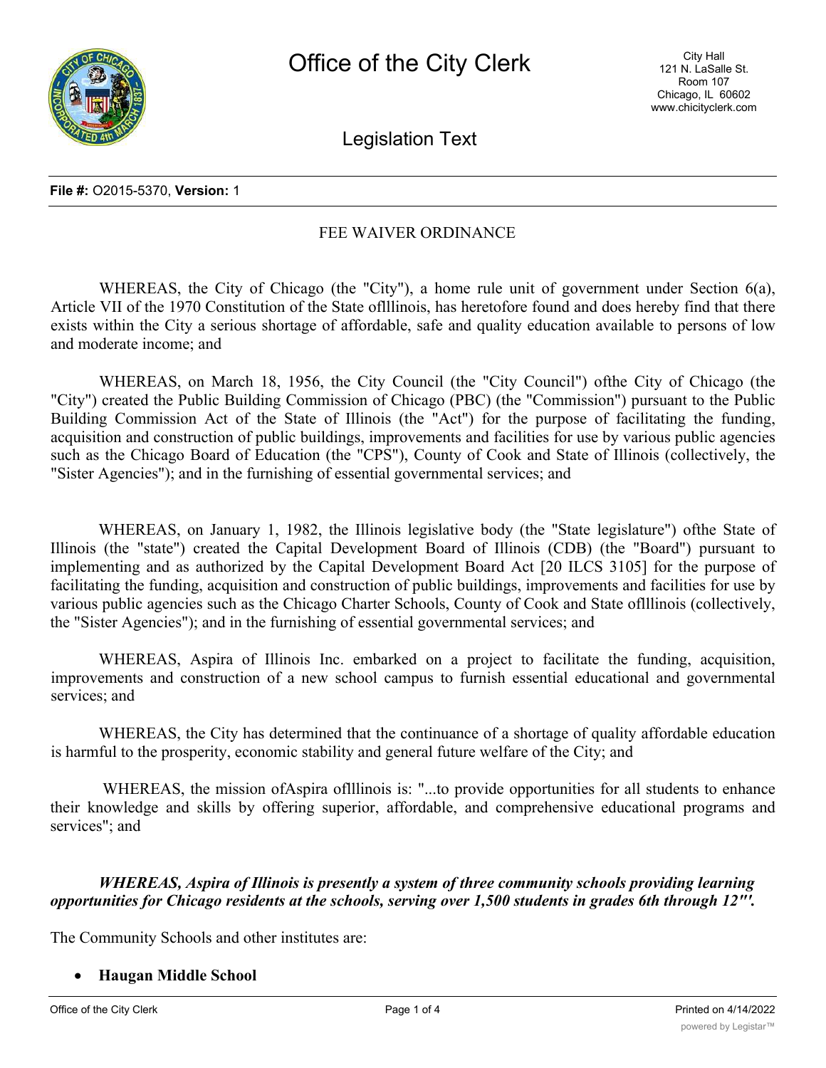# Office of the City Clerk

City Hall
121 N. LaSalle St.
Room 107
Chicago, IL 60602
www.chicityclerk.com

## Legislation Text

**File #:** O2015-5370, **Version:** 1

### FEE WAIVER ORDINANCE

WHEREAS, the City of Chicago (the "City"), a home rule unit of government under Section 6(a), Article VII of the 1970 Constitution of the State oflllinois, has heretofore found and does hereby find that there exists within the City a serious shortage of affordable, safe and quality education available to persons of low and moderate income; and

WHEREAS, on March 18, 1956, the City Council (the "City Council") ofthe City of Chicago (the "City") created the Public Building Commission of Chicago (PBC) (the "Commission") pursuant to the Public Building Commission Act of the State of Illinois (the "Act") for the purpose of facilitating the funding, acquisition and construction of public buildings, improvements and facilities for use by various public agencies such as the Chicago Board of Education (the "CPS"), County of Cook and State of Illinois (collectively, the "Sister Agencies"); and in the furnishing of essential governmental services; and

WHEREAS, on January 1, 1982, the Illinois legislative body (the "State legislature") ofthe State of Illinois (the "state") created the Capital Development Board of Illinois (CDB) (the "Board") pursuant to implementing and as authorized by the Capital Development Board Act [20 ILCS 3105] for the purpose of facilitating the funding, acquisition and construction of public buildings, improvements and facilities for use by various public agencies such as the Chicago Charter Schools, County of Cook and State oflllinois (collectively, the "Sister Agencies"); and in the furnishing of essential governmental services; and

WHEREAS, Aspira of Illinois Inc. embarked on a project to facilitate the funding, acquisition, improvements and construction of a new school campus to furnish essential educational and governmental services; and

WHEREAS, the City has determined that the continuance of a shortage of quality affordable education is harmful to the prosperity, economic stability and general future welfare of the City; and

WHEREAS, the mission ofAspira oflllinois is: "...to provide opportunities for all students to enhance their knowledge and skills by offering superior, affordable, and comprehensive educational programs and services"; and

***WHEREAS, Aspira of Illinois is presently a system of three community schools providing learning opportunities for Chicago residents at the schools, serving over 1,500 students in grades 6th through 12"'.***

The Community Schools and other institutes are:

- **Haugan Middle School**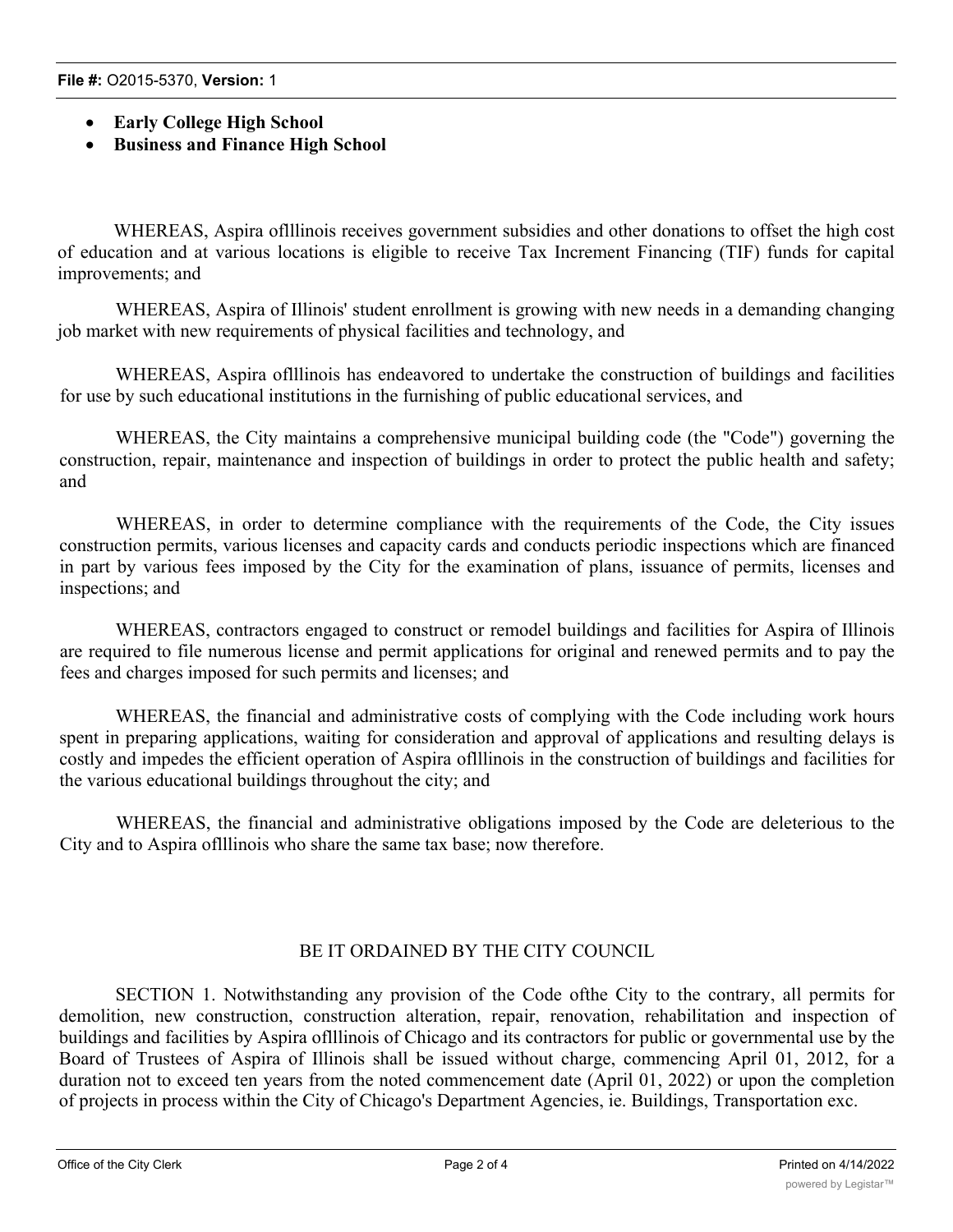- **Early College High School**
- **Business and Finance High School**

WHEREAS, Aspira oflllinois receives government subsidies and other donations to offset the high cost of education and at various locations is eligible to receive Tax Increment Financing (TIF) funds for capital improvements; and

WHEREAS, Aspira of Illinois' student enrollment is growing with new needs in a demanding changing job market with new requirements of physical facilities and technology, and

WHEREAS, Aspira oflllinois has endeavored to undertake the construction of buildings and facilities for use by such educational institutions in the furnishing of public educational services, and

WHEREAS, the City maintains a comprehensive municipal building code (the "Code") governing the construction, repair, maintenance and inspection of buildings in order to protect the public health and safety; and

WHEREAS, in order to determine compliance with the requirements of the Code, the City issues construction permits, various licenses and capacity cards and conducts periodic inspections which are financed in part by various fees imposed by the City for the examination of plans, issuance of permits, licenses and inspections; and

WHEREAS, contractors engaged to construct or remodel buildings and facilities for Aspira of Illinois are required to file numerous license and permit applications for original and renewed permits and to pay the fees and charges imposed for such permits and licenses; and

WHEREAS, the financial and administrative costs of complying with the Code including work hours spent in preparing applications, waiting for consideration and approval of applications and resulting delays is costly and impedes the efficient operation of Aspira oflllinois in the construction of buildings and facilities for the various educational buildings throughout the city; and

WHEREAS, the financial and administrative obligations imposed by the Code are deleterious to the City and to Aspira oflllinois who share the same tax base; now therefore.

BE IT ORDAINED BY THE CITY COUNCIL

SECTION 1. Notwithstanding any provision of the Code ofthe City to the contrary, all permits for demolition, new construction, construction alteration, repair, renovation, rehabilitation and inspection of buildings and facilities by Aspira oflllinois of Chicago and its contractors for public or governmental use by the Board of Trustees of Aspira of Illinois shall be issued without charge, commencing April 01, 2012, for a duration not to exceed ten years from the noted commencement date (April 01, 2022) or upon the completion of projects in process within the City of Chicago's Department Agencies, ie. Buildings, Transportation exc.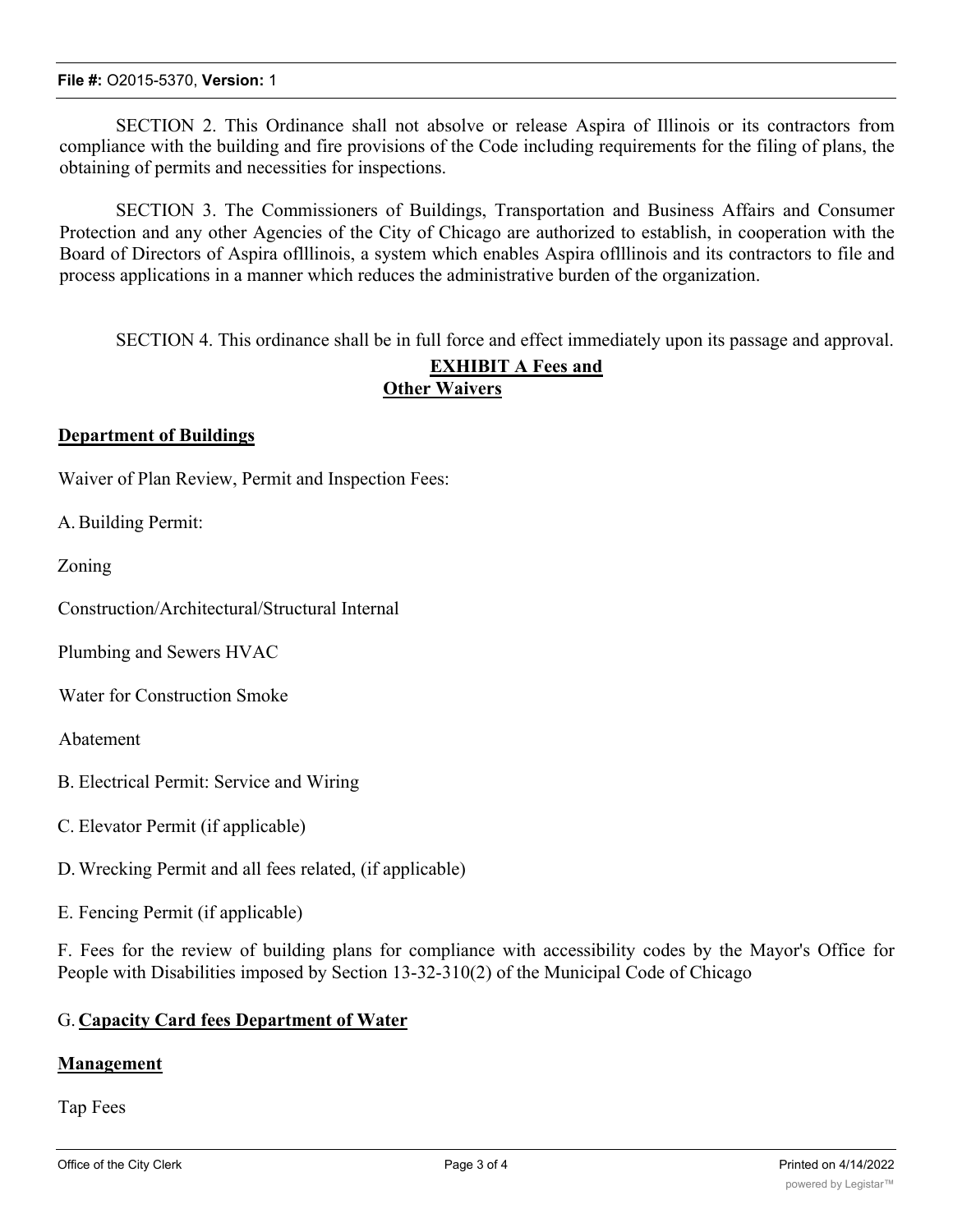SECTION 2. This Ordinance shall not absolve or release Aspira of Illinois or its contractors from compliance with the building and fire provisions of the Code including requirements for the filing of plans, the obtaining of permits and necessities for inspections.

SECTION 3. The Commissioners of Buildings, Transportation and Business Affairs and Consumer Protection and any other Agencies of the City of Chicago are authorized to establish, in cooperation with the Board of Directors of Aspira oflllinois, a system which enables Aspira oflllinois and its contractors to file and process applications in a manner which reduces the administrative burden of the organization.

SECTION 4. This ordinance shall be in full force and effect immediately upon its passage and approval.

**EXHIBIT A Fees and Other Waivers**

**Department of Buildings**

Waiver of Plan Review, Permit and Inspection Fees:

A. Building Permit:

Zoning

Construction/Architectural/Structural Internal

Plumbing and Sewers HVAC

Water for Construction Smoke

Abatement

B. Electrical Permit: Service and Wiring

C. Elevator Permit (if applicable)

D. Wrecking Permit and all fees related, (if applicable)

E. Fencing Permit (if applicable)

F. Fees for the review of building plans for compliance with accessibility codes by the Mayor's Office for People with Disabilities imposed by Section 13-32-310(2) of the Municipal Code of Chicago

G. **Capacity Card fees Department of Water**

**Management**

Tap Fees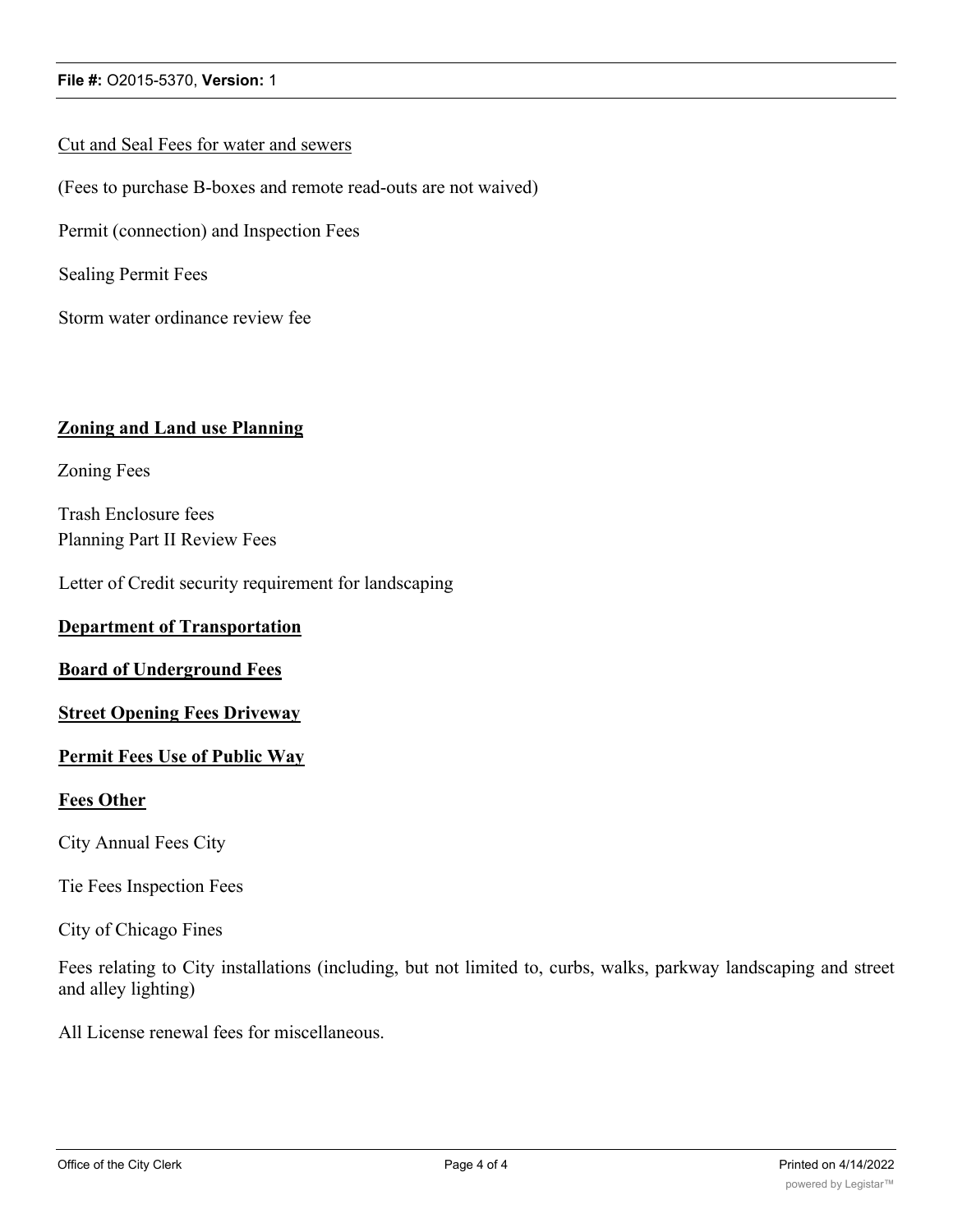Cut and Seal Fees for water and sewers

(Fees to purchase B-boxes and remote read-outs are not waived)

Permit (connection) and Inspection Fees

Sealing Permit Fees

Storm water ordinance review fee

**Zoning and Land use Planning**

Zoning Fees

Trash Enclosure fees
Planning Part II Review Fees

Letter of Credit security requirement for landscaping

**Department of Transportation**

**Board of Underground Fees**

**Street Opening Fees Driveway**

**Permit Fees Use of Public Way**

**Fees Other**

City Annual Fees City

Tie Fees Inspection Fees

City of Chicago Fines

Fees relating to City installations (including, but not limited to, curbs, walks, parkway landscaping and street and alley lighting)

All License renewal fees for miscellaneous.